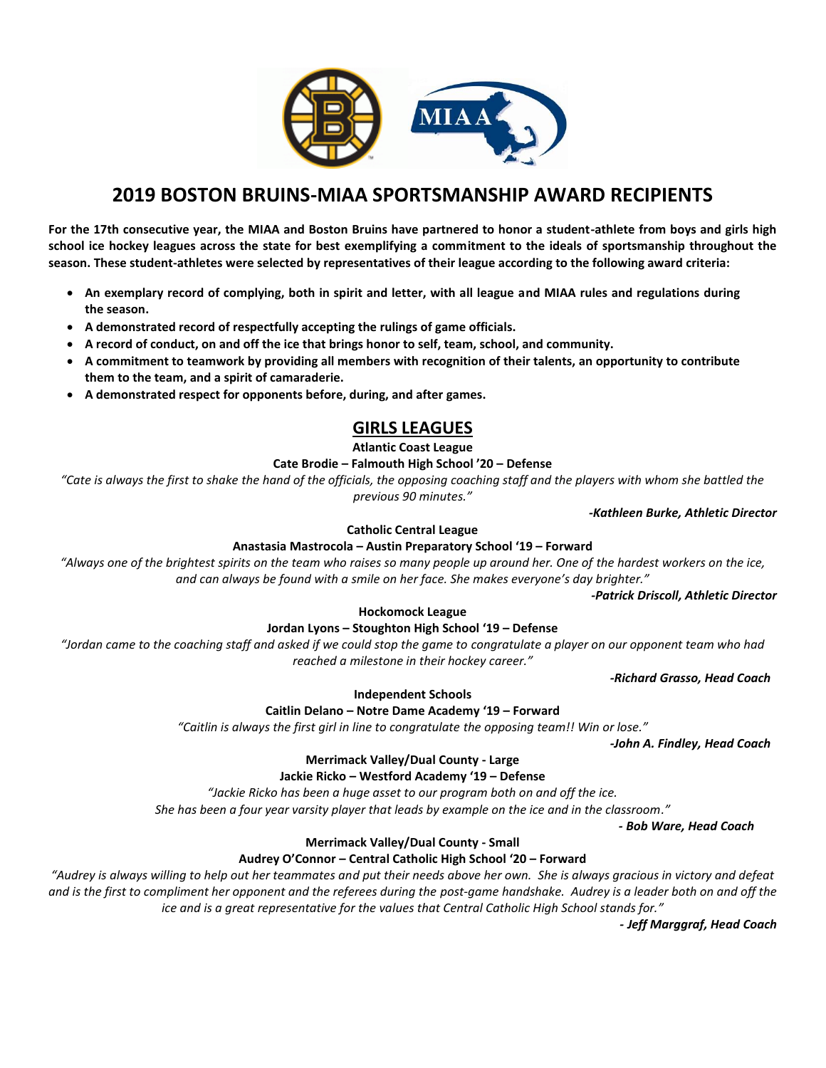# 2019 BOSTON BRUINS-MIAA SPORTSMANSHIP AWARD RECIPIENTS

**For the 17th consecutive year, the MIAA and Boston Bruins have partnered to honor a student-athlete from boys and girls high school ice hockey leagues across the state for best exemplifying a commitment to the ideals of sportsmanship throughout the season. These student-athletes were selected by representatives of their league according to the following award criteria:**

- **An exemplary record of complying, both in spirit and letter, with all league and MIAA rules and regulations during the season.**
- **A demonstrated record of respectfully accepting the rulings of game officials.**
- **A record of conduct, on and off the ice that brings honor to self, team, school, and community.**
- **A commitment to teamwork by providing all members with recognition of their talents, an opportunity to contribute them to the team, and a spirit of camaraderie.**
- **A demonstrated respect for opponents before, during, and after games.**

## GIRLS LEAGUES

**Atlantic Coast League**

**Cate Brodie – Falmouth High School '20 – Defense**

*"Cate is always the first to shake the hand of the officials, the opposing coaching staff and the players with whom she battled the previous 90 minutes."*

***-Kathleen Burke, Athletic Director***

**Catholic Central League**

**Anastasia Mastrocola – Austin Preparatory School '19 – Forward**

*"Always one of the brightest spirits on the team who raises so many people up around her. One of the hardest workers on the ice, and can always be found with a smile on her face. She makes everyone's day brighter."*

***-Patrick Driscoll, Athletic Director***

**Hockomock League**

**Jordan Lyons – Stoughton High School '19 – Defense**

*"Jordan came to the coaching staff and asked if we could stop the game to congratulate a player on our opponent team who had reached a milestone in their hockey career."*

***-Richard Grasso, Head Coach***

**Independent Schools**

**Caitlin Delano – Notre Dame Academy '19 – Forward**

*"Caitlin is always the first girl in line to congratulate the opposing team!! Win or lose."*

***-John A. Findley, Head Coach***

**Merrimack Valley/Dual County - Large**

**Jackie Ricko – Westford Academy '19 – Defense**

*"Jackie Ricko has been a huge asset to our program both on and off the ice.
She has been a four year varsity player that leads by example on the ice and in the classroom."*

***- Bob Ware, Head Coach***

**Merrimack Valley/Dual County - Small**

**Audrey O'Connor – Central Catholic High School '20 – Forward**

*"Audrey is always willing to help out her teammates and put their needs above her own. She is always gracious in victory and defeat and is the first to compliment her opponent and the referees during the post-game handshake. Audrey is a leader both on and off the ice and is a great representative for the values that Central Catholic High School stands for."*

***- Jeff Marggraf, Head Coach***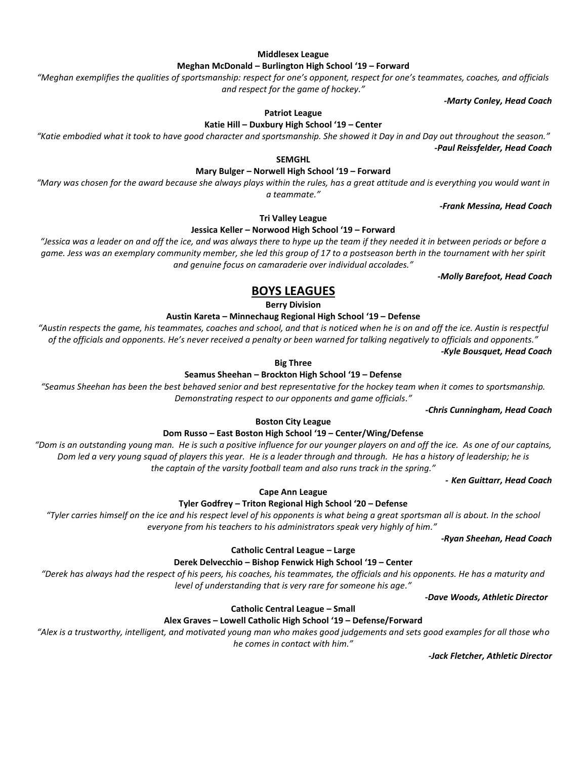**Middlesex League**

**Meghan McDonald – Burlington High School '19 – Forward**

*"Meghan exemplifies the qualities of sportsmanship: respect for one's opponent, respect for one's teammates, coaches, and officials and respect for the game of hockey."*

***-Marty Conley, Head Coach***

**Patriot League**

**Katie Hill – Duxbury High School '19 – Center**

*"Katie embodied what it took to have good character and sportsmanship. She showed it Day in and Day out throughout the season."*

***-Paul Reissfelder, Head Coach***

**SEMGHL**

**Mary Bulger – Norwell High School '19 – Forward**

*"Mary was chosen for the award because she always plays within the rules, has a great attitude and is everything you would want in a teammate."*

***-Frank Messina, Head Coach***

**Tri Valley League**

**Jessica Keller – Norwood High School '19 – Forward**

*"Jessica was a leader on and off the ice, and was always there to hype up the team if they needed it in between periods or before a game. Jess was an exemplary community member, she led this group of 17 to a postseason berth in the tournament with her spirit and genuine focus on camaraderie over individual accolades."*

***-Molly Barefoot, Head Coach***

## BOYS LEAGUES

**Berry Division**

**Austin Kareta – Minnechaug Regional High School '19 – Defense**

*"Austin respects the game, his teammates, coaches and school, and that is noticed when he is on and off the ice. Austin is respectful of the officials and opponents. He's never received a penalty or been warned for talking negatively to officials and opponents."*

***-Kyle Bousquet, Head Coach***

**Big Three**

**Seamus Sheehan – Brockton High School '19 – Defense**

*"Seamus Sheehan has been the best behaved senior and best representative for the hockey team when it comes to sportsmanship. Demonstrating respect to our opponents and game officials."*

***-Chris Cunningham, Head Coach***

**Boston City League**

**Dom Russo – East Boston High School '19 – Center/Wing/Defense**

*"Dom is an outstanding young man. He is such a positive influence for our younger players on and off the ice. As one of our captains, Dom led a very young squad of players this year. He is a leader through and through. He has a history of leadership; he is the captain of the varsity football team and also runs track in the spring."*

***- Ken Guittarr, Head Coach***

**Cape Ann League**

**Tyler Godfrey – Triton Regional High School '20 – Defense**

*"Tyler carries himself on the ice and his respect level of his opponents is what being a great sportsman all is about. In the school everyone from his teachers to his administrators speak very highly of him."*

***-Ryan Sheehan, Head Coach***

**Catholic Central League – Large**

**Derek Delvecchio – Bishop Fenwick High School '19 – Center**

*"Derek has always had the respect of his peers, his coaches, his teammates, the officials and his opponents. He has a maturity and level of understanding that is very rare for someone his age."*

***-Dave Woods, Athletic Director***

**Catholic Central League – Small**

**Alex Graves – Lowell Catholic High School '19 – Defense/Forward**

*"Alex is a trustworthy, intelligent, and motivated young man who makes good judgements and sets good examples for all those who he comes in contact with him."*

***-Jack Fletcher, Athletic Director***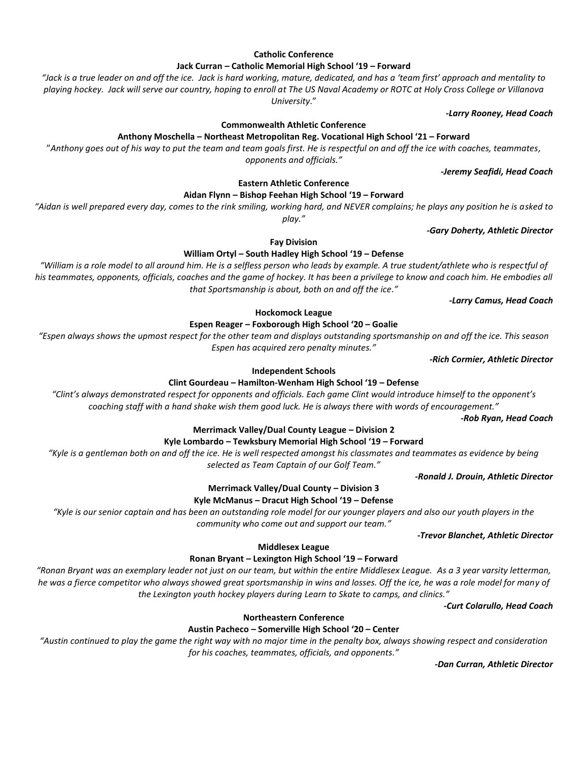**Catholic Conference**

**Jack Curran – Catholic Memorial High School '19 – Forward**

*"Jack is a true leader on and off the ice. Jack is hard working, mature, dedicated, and has a 'team first' approach and mentality to playing hockey. Jack will serve our country, hoping to enroll at The US Naval Academy or ROTC at Holy Cross College or Villanova University."*

***-Larry Rooney, Head Coach***

**Commonwealth Athletic Conference**

**Anthony Moschella – Northeast Metropolitan Reg. Vocational High School '21 – Forward**

*"Anthony goes out of his way to put the team and team goals first. He is respectful on and off the ice with coaches, teammates, opponents and officials."*

***-Jeremy Seafidi, Head Coach***

**Eastern Athletic Conference**

**Aidan Flynn – Bishop Feehan High School '19 – Forward**

*"Aidan is well prepared every day, comes to the rink smiling, working hard, and NEVER complains; he plays any position he is asked to play."*

***-Gary Doherty, Athletic Director***

**Fay Division**

**William Ortyl – South Hadley High School '19 – Defense**

*"William is a role model to all around him. He is a selfless person who leads by example. A true student/athlete who is respectful of his teammates, opponents, officials, coaches and the game of hockey. It has been a privilege to know and coach him. He embodies all that Sportsmanship is about, both on and off the ice."*

***-Larry Camus, Head Coach***

**Hockomock League**

**Espen Reager – Foxborough High School '20 – Goalie**

*"Espen always shows the upmost respect for the other team and displays outstanding sportsmanship on and off the ice. This season Espen has acquired zero penalty minutes."*

***-Rich Cormier, Athletic Director***

**Independent Schools**

**Clint Gourdeau – Hamilton-Wenham High School '19 – Defense**

*"Clint's always demonstrated respect for opponents and officials. Each game Clint would introduce himself to the opponent's coaching staff with a hand shake wish them good luck. He is always there with words of encouragement."*

***-Rob Ryan, Head Coach***

**Merrimack Valley/Dual County League – Division 2**

**Kyle Lombardo – Tewksbury Memorial High School '19 – Forward**

*"Kyle is a gentleman both on and off the ice. He is well respected amongst his classmates and teammates as evidence by being selected as Team Captain of our Golf Team."*

***-Ronald J. Drouin, Athletic Director***

**Merrimack Valley/Dual County – Division 3**

**Kyle McManus – Dracut High School '19 – Defense**

*"Kyle is our senior captain and has been an outstanding role model for our younger players and also our youth players in the community who come out and support our team."*

***-Trevor Blanchet, Athletic Director***

**Middlesex League**

**Ronan Bryant – Lexington High School '19 – Forward**

*"Ronan Bryant was an exemplary leader not just on our team, but within the entire Middlesex League. As a 3 year varsity letterman, he was a fierce competitor who always showed great sportsmanship in wins and losses. Off the ice, he was a role model for many of the Lexington youth hockey players during Learn to Skate to camps, and clinics."*

***-Curt Colarullo, Head Coach***

**Northeastern Conference**

**Austin Pacheco – Somerville High School '20 – Center**

*"Austin continued to play the game the right way with no major time in the penalty box, always showing respect and consideration for his coaches, teammates, officials, and opponents."*

***-Dan Curran, Athletic Director***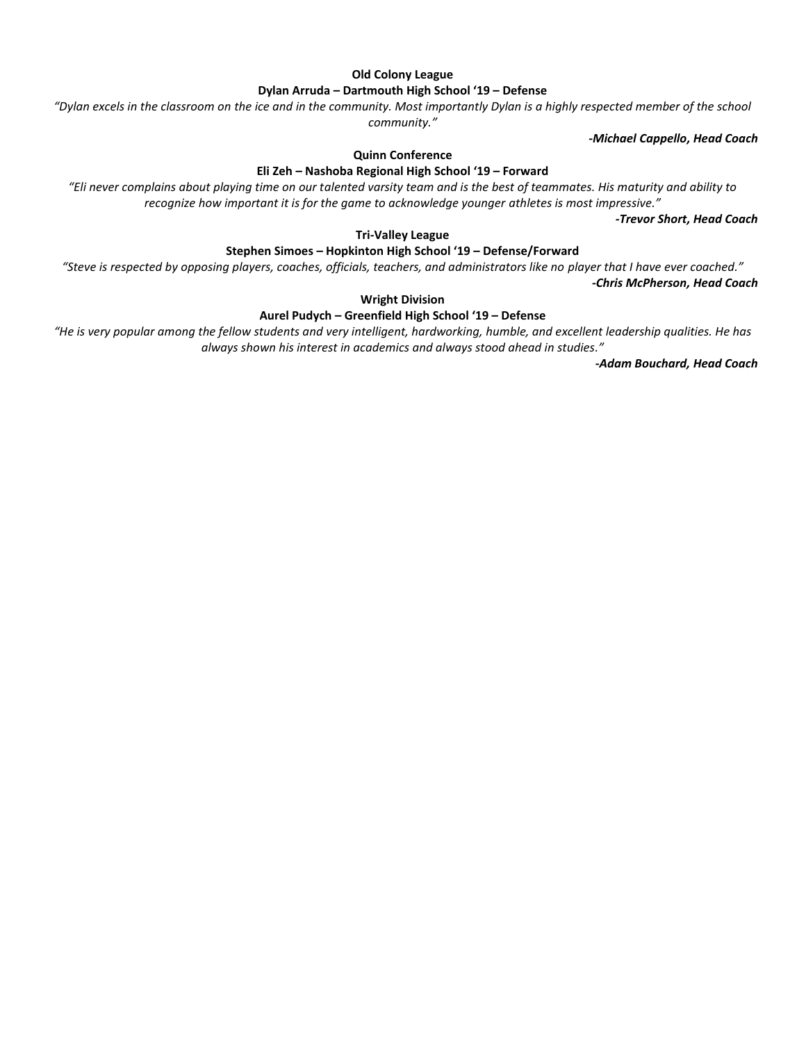**Old Colony League**

**Dylan Arruda – Dartmouth High School '19 – Defense**

*"Dylan excels in the classroom on the ice and in the community. Most importantly Dylan is a highly respected member of the school community."*

***-Michael Cappello, Head Coach***

**Quinn Conference**

**Eli Zeh – Nashoba Regional High School '19 – Forward**

*"Eli never complains about playing time on our talented varsity team and is the best of teammates. His maturity and ability to recognize how important it is for the game to acknowledge younger athletes is most impressive."*

***-Trevor Short, Head Coach***

**Tri-Valley League**

**Stephen Simoes – Hopkinton High School '19 – Defense/Forward**

*"Steve is respected by opposing players, coaches, officials, teachers, and administrators like no player that I have ever coached."*

***-Chris McPherson, Head Coach***

**Wright Division**

**Aurel Pudych – Greenfield High School '19 – Defense**

*"He is very popular among the fellow students and very intelligent, hardworking, humble, and excellent leadership qualities. He has always shown his interest in academics and always stood ahead in studies."*

***-Adam Bouchard, Head Coach***